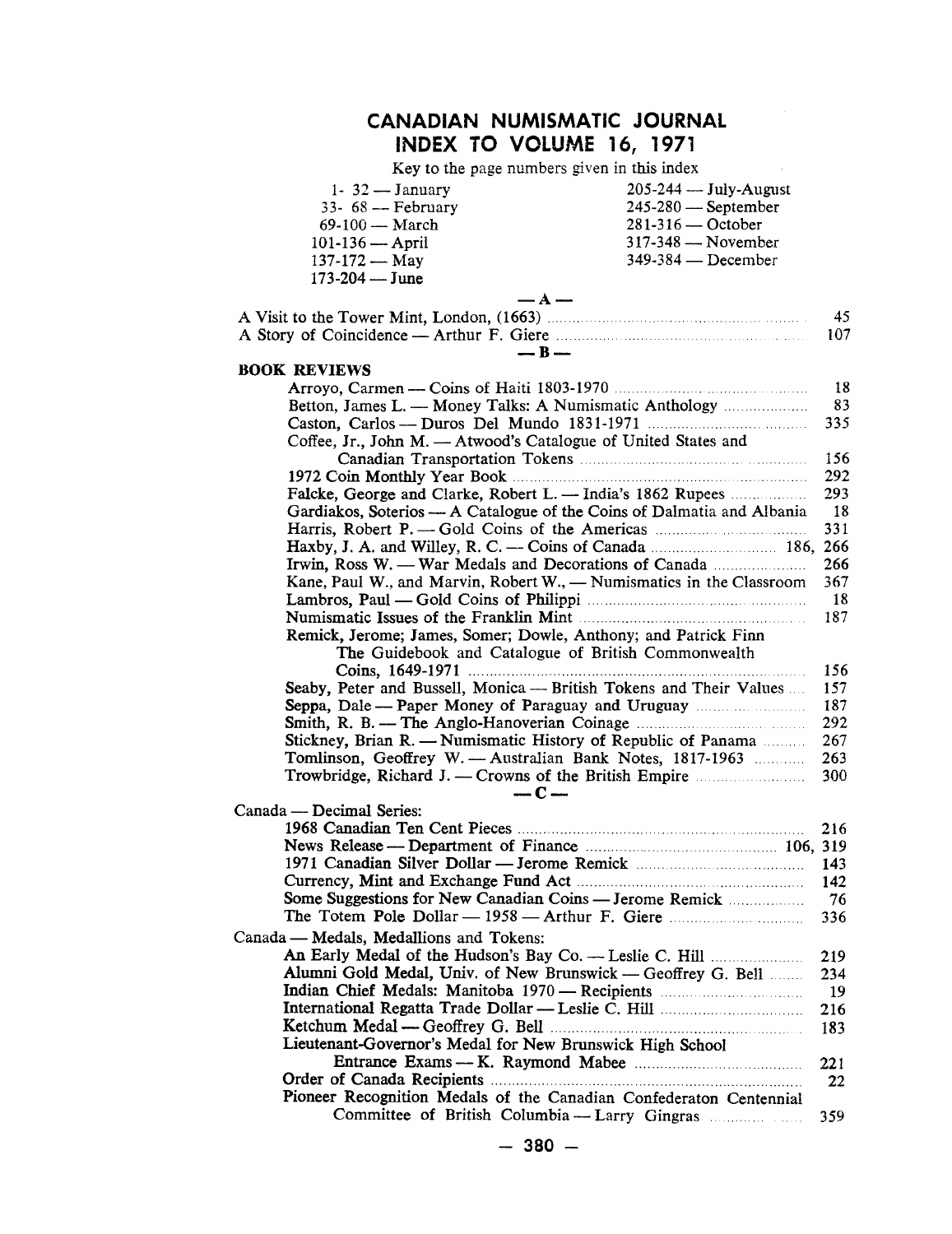# CANADIAN NUMISMATIC JOURNAL
## INDEX TO VOLUME 16, 1971

Key to the page numbers given in this index

| | |
|---|---|
| 1- 32 — January | 205-244 — July-August |
| 33- 68 — February | 245-280 — September |
| 69-100 — March | 281-316 — October |
| 101-136 — April | 317-348 — November |
| 137-172 — May | 349-384 — December |
| 173-204 — June | |

### — A —

A Visit to the Tower Mint, London, (1663) ..... 45
A Story of Coincidence — Arthur F. Giere ..... 107

### — B —

**BOOK REVIEWS**

- Arroyo, Carmen — Coins of Haiti 1803-1970 ..... 18
- Betton, James L. — Money Talks: A Numismatic Anthology ..... 83
- Caston, Carlos — Duros Del Mundo 1831-1971 ..... 335
- Coffee, Jr., John M. — Atwood's Catalogue of United States and Canadian Transportation Tokens ..... 156
- 1972 Coin Monthly Year Book ..... 292
- Falcke, George and Clarke, Robert L. — India's 1862 Rupees ..... 293
- Gardiakos, Soterios — A Catalogue of the Coins of Dalmatia and Albania ..... 18
- Harris, Robert P. — Gold Coins of the Americas ..... 331
- Haxby, J. A. and Willey, R. C. — Coins of Canada ..... 186, 266
- Irwin, Ross W. — War Medals and Decorations of Canada ..... 266
- Kane, Paul W., and Marvin, Robert W., — Numismatics in the Classroom ..... 367
- Lambros, Paul — Gold Coins of Philippi ..... 18
- Numismatic Issues of the Franklin Mint ..... 187
- Remick, Jerome; James, Somer; Dowle, Anthony; and Patrick Finn The Guidebook and Catalogue of British Commonwealth Coins, 1649-1971 ..... 156
- Seaby, Peter and Bussell, Monica — British Tokens and Their Values ..... 157
- Seppa, Dale — Paper Money of Paraguay and Uruguay ..... 187
- Smith, R. B. — The Anglo-Hanoverian Coinage ..... 292
- Stickney, Brian R. — Numismatic History of Republic of Panama ..... 267
- Tomlinson, Geoffrey W. — Australian Bank Notes, 1817-1963 ..... 263
- Trowbridge, Richard J. — Crowns of the British Empire ..... 300

### — C —

Canada — Decimal Series:

- 1968 Canadian Ten Cent Pieces ..... 216
- News Release — Department of Finance ..... 106, 319
- 1971 Canadian Silver Dollar — Jerome Remick ..... 143
- Currency, Mint and Exchange Fund Act ..... 142
- Some Suggestions for New Canadian Coins — Jerome Remick ..... 76
- The Totem Pole Dollar — 1958 — Arthur F. Giere ..... 336

Canada — Medals, Medallions and Tokens:

- An Early Medal of the Hudson's Bay Co. — Leslie C. Hill ..... 219
- Alumni Gold Medal, Univ. of New Brunswick — Geoffrey G. Bell ..... 234
- Indian Chief Medals: Manitoba 1970 — Recipients ..... 19
- International Regatta Trade Dollar — Leslie C. Hill ..... 216
- Ketchum Medal — Geoffrey G. Bell ..... 183
- Lieutenant-Governor's Medal for New Brunswick High School Entrance Exams — K. Raymond Mabee ..... 221
- Order of Canada Recipients ..... 22
- Pioneer Recognition Medals of the Canadian Confederaton Centennial Committee of British Columbia — Larry Gingras ..... 359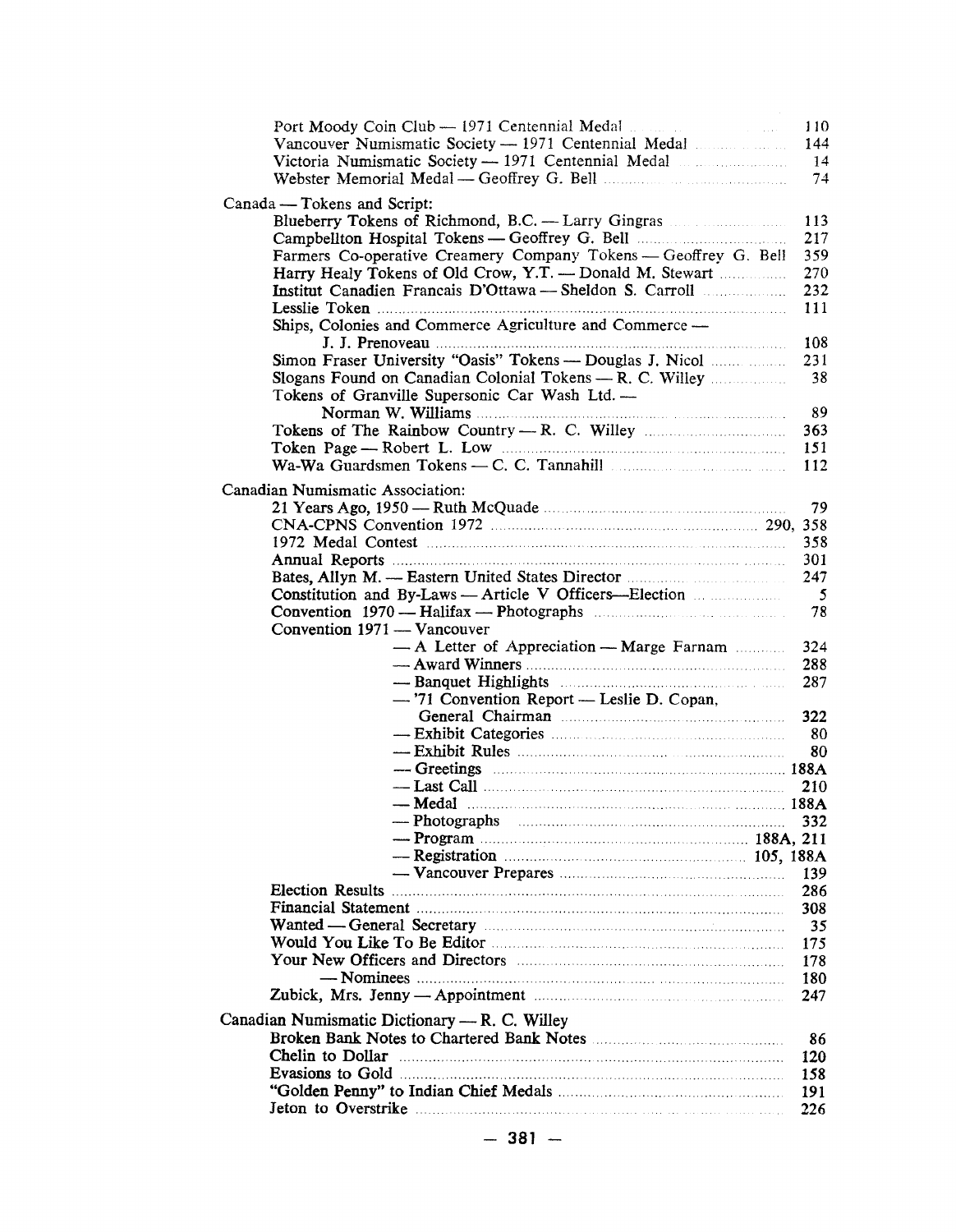Port Moody Coin Club — 1971 Centennial Medal ... 110
Vancouver Numismatic Society — 1971 Centennial Medal ... 144
Victoria Numismatic Society — 1971 Centennial Medal ... 14
Webster Memorial Medal — Geoffrey G. Bell ... 74

Canada — Tokens and Script:

Blueberry Tokens of Richmond, B.C. — Larry Gingras ... 113
Campbellton Hospital Tokens — Geoffrey G. Bell ... 217
Farmers Co-operative Creamery Company Tokens — Geoffrey G. Bell ... 359
Harry Healy Tokens of Old Crow, Y.T. — Donald M. Stewart ... 270
Institut Canadien Francais D'Ottawa — Sheldon S. Carroll ... 232
Lesslie Token ... 111
Ships, Colonies and Commerce Agriculture and Commerce — J. J. Prenoveau ... 108
Simon Fraser University "Oasis" Tokens — Douglas J. Nicol ... 231
Slogans Found on Canadian Colonial Tokens — R. C. Willey ... 38
Tokens of Granville Supersonic Car Wash Ltd. — Norman W. Williams ... 89
Tokens of The Rainbow Country — R. C. Willey ... 363
Token Page — Robert L. Low ... 151
Wa-Wa Guardsmen Tokens — C. C. Tannahill ... 112

Canadian Numismatic Association:

21 Years Ago, 1950 — Ruth McQuade ... 79
CNA-CPNS Convention 1972 ... 290, 358
1972 Medal Contest ... 358
Annual Reports ... 301
Bates, Allyn M. — Eastern United States Director ... 247
Constitution and By-Laws — Article V Officers—Election ... 5
Convention 1970 — Halifax — Photographs ... 78
Convention 1971 — Vancouver
- — A Letter of Appreciation — Marge Farnam ... 324
- — Award Winners ... 288
- — Banquet Highlights ... 287
- — '71 Convention Report — Leslie D. Copan, General Chairman ... 322
- — Exhibit Categories ... 80
- — Exhibit Rules ... 80
- — Greetings ... 188A
- — Last Call ... 210
- — Medal ... 188A
- — Photographs ... 332
- — Program ... 188A, 211
- — Registration ... 105, 188A
- — Vancouver Prepares ... 139

Election Results ... 286
Financial Statement ... 308
Wanted — General Secretary ... 35
Would You Like To Be Editor ... 175
Your New Officers and Directors ... 178
— Nominees ... 180
Zubick, Mrs. Jenny — Appointment ... 247

Canadian Numismatic Dictionary — R. C. Willey

Broken Bank Notes to Chartered Bank Notes ... 86
Chelin to Dollar ... 120
Evasions to Gold ... 158
"Golden Penny" to Indian Chief Medals ... 191
Jeton to Overstrike ... 226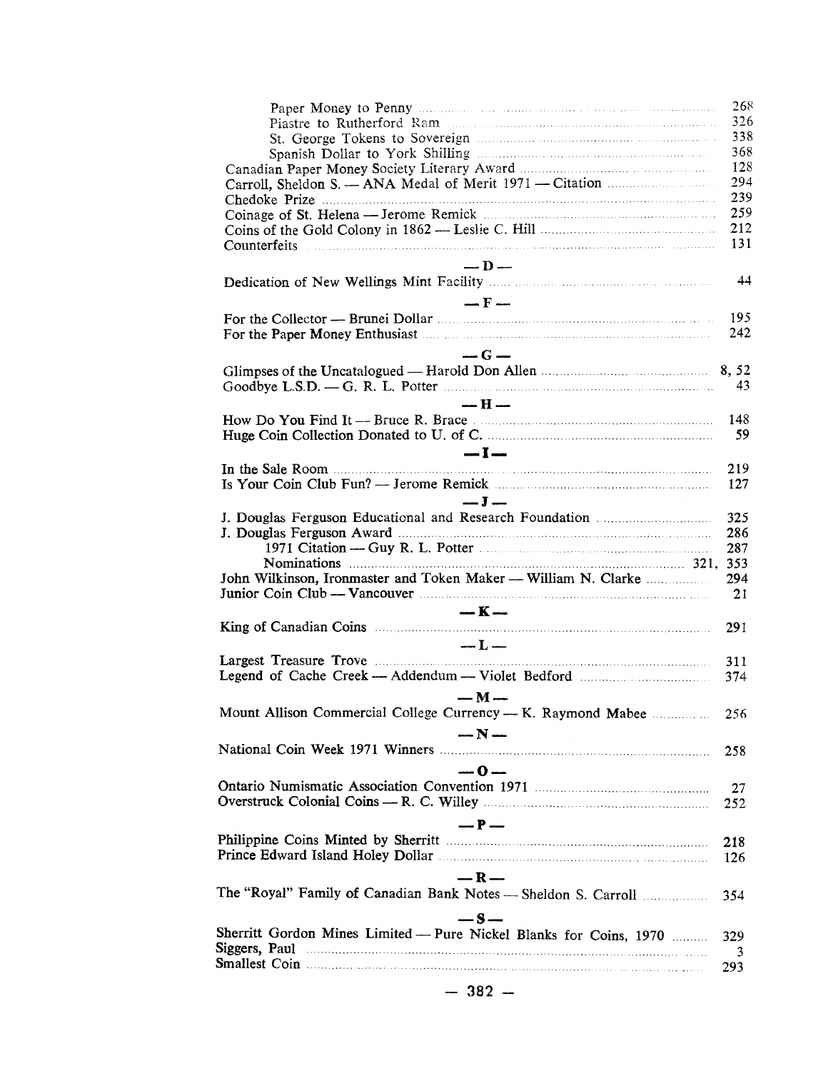Paper Money to Penny ... 268
Piastre to Rutherford Ram ... 326
St. George Tokens to Sovereign ... 338
Spanish Dollar to York Shilling ... 368
Canadian Paper Money Society Literary Award ... 128
Carroll, Sheldon S. — ANA Medal of Merit 1971 — Citation ... 294
Chedoke Prize ... 239
Coinage of St. Helena — Jerome Remick ... 259
Coins of the Gold Colony in 1862 — Leslie C. Hill ... 212
Counterfeits ... 131

— D —

Dedication of New Wellings Mint Facility ... 44

— F —

For the Collector — Brunei Dollar ... 195
For the Paper Money Enthusiast ... 242

— G —

Glimpses of the Uncatalogued — Harold Don Allen ... 8, 52
Goodbye L.S.D. — G. R. L. Potter ... 43

— H —

How Do You Find It — Bruce R. Brace ... 148
Huge Coin Collection Donated to U. of C. ... 59

— I —

In the Sale Room ... 219
Is Your Coin Club Fun? — Jerome Remick ... 127

— J —

J. Douglas Ferguson Educational and Research Foundation ... 325
J. Douglas Ferguson Award ... 286
1971 Citation — Guy R. L. Potter ... 287
Nominations ... 321, 353
John Wilkinson, Ironmaster and Token Maker — William N. Clarke ... 294
Junior Coin Club — Vancouver ... 21

— K —

King of Canadian Coins ... 291

— L —

Largest Treasure Trove ... 311
Legend of Cache Creek — Addendum — Violet Bedford ... 374

— M —

Mount Allison Commercial College Currency — K. Raymond Mabee ... 256

— N —

National Coin Week 1971 Winners ... 258

— O —

Ontario Numismatic Association Convention 1971 ... 27
Overstruck Colonial Coins — R. C. Willey ... 252

— P —

Philippine Coins Minted by Sherritt ... 218
Prince Edward Island Holey Dollar ... 126

— R —

The "Royal" Family of Canadian Bank Notes — Sheldon S. Carroll ... 354

— S —

Sherritt Gordon Mines Limited — Pure Nickel Blanks for Coins, 1970 ... 329
Siggers, Paul ... 3
Smallest Coin ... 293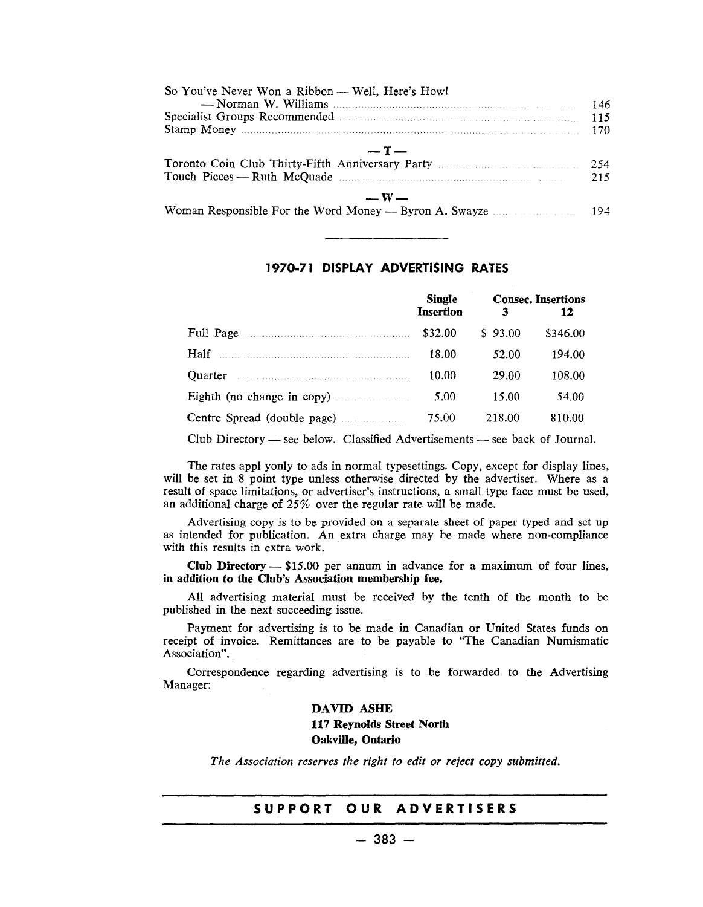So You've Never Won a Ribbon — Well, Here's How!
— Norman W. Williams ... 146
Specialist Groups Recommended ... 115
Stamp Money ... 170

— T —

Toronto Coin Club Thirty-Fifth Anniversary Party ... 254
Touch Pieces — Ruth McQuade ... 215

— W —

Woman Responsible For the Word Money — Byron A. Swayze ... 194

---

## 1970-71 DISPLAY ADVERTISING RATES

| | Single Insertion | Consec. Insertions 3 | 12 |
|---|---|---|---|
| Full Page | $32.00 | $ 93.00 | $346.00 |
| Half | 18.00 | 52.00 | 194.00 |
| Quarter | 10.00 | 29.00 | 108.00 |
| Eighth (no change in copy) | 5.00 | 15.00 | 54.00 |
| Centre Spread (double page) | 75.00 | 218.00 | 810.00 |

Club Directory — see below. Classified Advertisements — see back of Journal.

The rates appl yonly to ads in normal typesettings. Copy, except for display lines, will be set in 8 point type unless otherwise directed by the advertiser. Where as a result of space limitations, or advertiser's instructions, a small type face must be used, an additional charge of 25% over the regular rate will be made.

Advertising copy is to be provided on a separate sheet of paper typed and set up as intended for publication. An extra charge may be made where non-compliance with this results in extra work.

**Club Directory** — $15.00 per annum in advance for a maximum of four lines, **in addition to the Club's Association membership fee.**

All advertising material must be received by the tenth of the month to be published in the next succeeding issue.

Payment for advertising is to be made in Canadian or United States funds on receipt of invoice. Remittances are to be payable to "The Canadian Numismatic Association".

Correspondence regarding advertising is to be forwarded to the Advertising Manager:

**DAVID ASHE**
**117 Reynolds Street North**
**Oakville, Ontario**

*The Association reserves the right to edit or reject copy submitted.*

---

**SUPPORT OUR ADVERTISERS**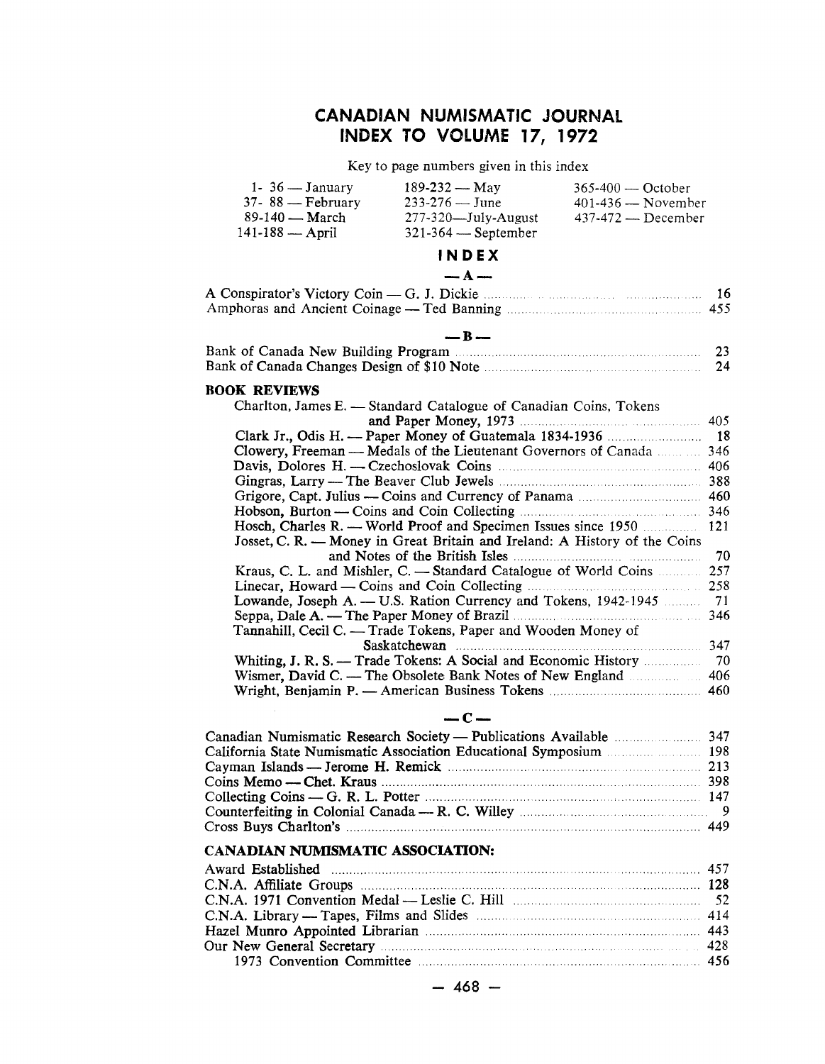# CANADIAN NUMISMATIC JOURNAL
# INDEX TO VOLUME 17, 1972

Key to page numbers given in this index

| | | |
|---|---|---|
| 1- 36 — January | 189-232 — May | 365-400 — October |
| 37- 88 — February | 233-276 — June | 401-436 — November |
| 89-140 — March | 277-320—July-August | 437-472 — December |
| 141-188 — April | 321-364 — September | |

## INDEX

### — A —

A Conspirator's Victory Coin — G. J. Dickie ... 16
Amphoras and Ancient Coinage — Ted Banning ... 455

### — B —

Bank of Canada New Building Program ... 23
Bank of Canada Changes Design of $10 Note ... 24

**BOOK REVIEWS**

- Charlton, James E. — Standard Catalogue of Canadian Coins, Tokens and Paper Money, 1973 ... 405
- Clark Jr., Odis H. — Paper Money of Guatemala 1834-1936 ... 18
- Clowery, Freeman — Medals of the Lieutenant Governors of Canada ... 346
- Davis, Dolores H. — Czechoslovak Coins ... 406
- Gingras, Larry — The Beaver Club Jewels ... 388
- Grigore, Capt. Julius — Coins and Currency of Panama ... 460
- Hobson, Burton — Coins and Coin Collecting ... 346
- Hosch, Charles R. — World Proof and Specimen Issues since 1950 ... 121
- Josset, C. R. — Money in Great Britain and Ireland: A History of the Coins and Notes of the British Isles ... 70
- Kraus, C. L. and Mishler, C. — Standard Catalogue of World Coins ... 257
- Linecar, Howard — Coins and Coin Collecting ... 258
- Lowande, Joseph A. — U.S. Ration Currency and Tokens, 1942-1945 ... 71
- Seppa, Dale A. — The Paper Money of Brazil ... 346
- Tannahill, Cecil C. — Trade Tokens, Paper and Wooden Money of Saskatchewan ... 347
- Whiting, J. R. S. — Trade Tokens: A Social and Economic History ... 70
- Wismer, David C. — The Obsolete Bank Notes of New England ... 406
- Wright, Benjamin P. — American Business Tokens ... 460

### — C —

Canadian Numismatic Research Society — Publications Available ... 347
California State Numismatic Association Educational Symposium ... 198
Cayman Islands — Jerome H. Remick ... 213
Coins Memo — Chet. Kraus ... 398
Collecting Coins — G. R. L. Potter ... 147
Counterfeiting in Colonial Canada — R. C. Willey ... 9
Cross Buys Charlton's ... 449

**CANADIAN NUMISMATIC ASSOCIATION:**

Award Established ... 457
C.N.A. Affiliate Groups ... 128
C.N.A. 1971 Convention Medal — Leslie C. Hill ... 52
C.N.A. Library — Tapes, Films and Slides ... 414
Hazel Munro Appointed Librarian ... 443
Our New General Secretary ... 428
- 1973 Convention Committee ... 456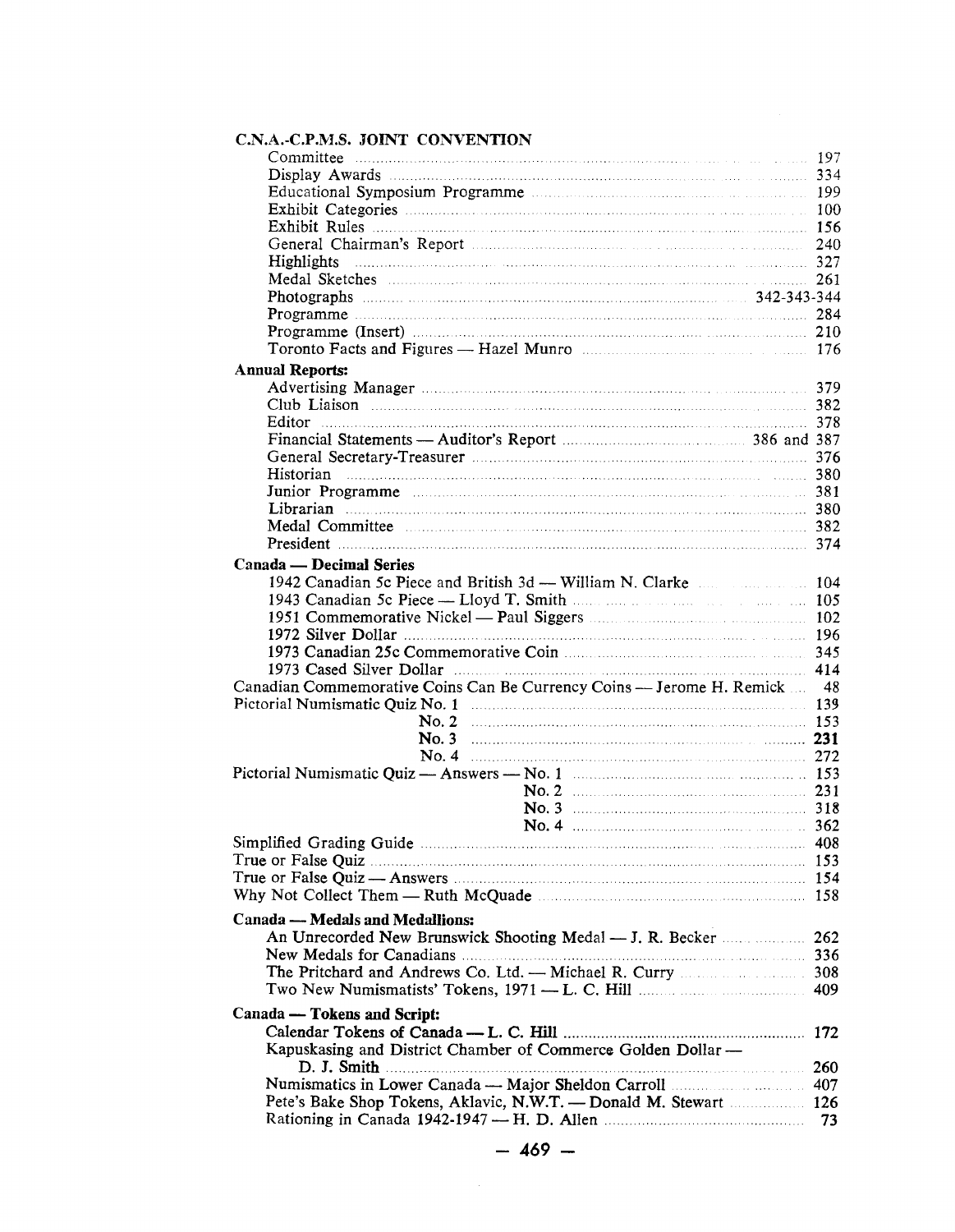**C.N.A.-C.P.M.S. JOINT CONVENTION**

Committee ... 197
Display Awards ... 334
Educational Symposium Programme ... 199
Exhibit Categories ... 100
Exhibit Rules ... 156
General Chairman's Report ... 240
Highlights ... 327
Medal Sketches ... 261
Photographs ... 342-343-344
Programme ... 284
Programme (Insert) ... 210
Toronto Facts and Figures — Hazel Munro ... 176

**Annual Reports:**

Advertising Manager ... 379
Club Liaison ... 382
Editor ... 378
Financial Statements — Auditor's Report ... 386 and 387
General Secretary-Treasurer ... 376
Historian ... 380
Junior Programme ... 381
Librarian ... 380
Medal Committee ... 382
President ... 374

**Canada — Decimal Series**

1942 Canadian 5c Piece and British 3d — William N. Clarke ... 104
1943 Canadian 5c Piece — Lloyd T. Smith ... 105
1951 Commemorative Nickel — Paul Siggers ... 102
1972 Silver Dollar ... 196
1973 Canadian 25c Commemorative Coin ... 345
1973 Cased Silver Dollar ... 414

Canadian Commemorative Coins Can Be Currency Coins — Jerome H. Remick ... 48
Pictorial Numismatic Quiz No. 1 ... 139
No. 2 ... 153
No. 3 ... 231
No. 4 ... 272
Pictorial Numismatic Quiz — Answers — No. 1 ... 153
No. 2 ... 231
No. 3 ... 318
No. 4 ... 362
Simplified Grading Guide ... 408
True or False Quiz ... 153
True or False Quiz — Answers ... 154
Why Not Collect Them — Ruth McQuade ... 158

**Canada — Medals and Medallions:**

An Unrecorded New Brunswick Shooting Medal — J. R. Becker ... 262
New Medals for Canadians ... 336
The Pritchard and Andrews Co. Ltd. — Michael R. Curry ... 308
Two New Numismatists' Tokens, 1971 — L. C. Hill ... 409

**Canada — Tokens and Script:**

Calendar Tokens of Canada — L. C. Hill ... 172
Kapuskasing and District Chamber of Commerce Golden Dollar — D. J. Smith ... 260
Numismatics in Lower Canada — Major Sheldon Carroll ... 407
Pete's Bake Shop Tokens, Aklavic, N.W.T. — Donald M. Stewart ... 126
Rationing in Canada 1942-1947 — H. D. Allen ... 73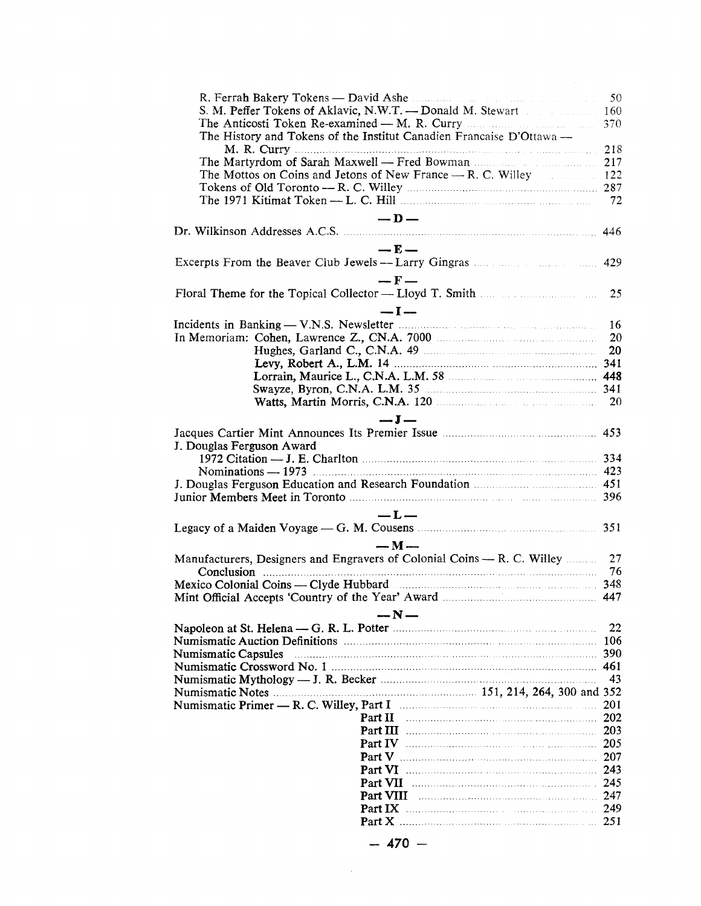R. Ferrah Bakery Tokens — David Ashe .... 50
S. M. Peffer Tokens of Aklavic, N.W.T. — Donald M. Stewart .... 160
The Anticosti Token Re-examined — M. R. Curry .... 370
The History and Tokens of the Institut Canadien Francaise D'Ottawa — M. R. Curry .... 218
The Martyrdom of Sarah Maxwell — Fred Bowman .... 217
The Mottos on Coins and Jetons of New France — R. C. Willey .... 122
Tokens of Old Toronto — R. C. Willey .... 287
The 1971 Kitimat Token — L. C. Hill .... 72

## — D —

Dr. Wilkinson Addresses A.C.S. .... 446

## — E —

Excerpts From the Beaver Club Jewels — Larry Gingras .... 429

## — F —

Floral Theme for the Topical Collector — Lloyd T. Smith .... 25

## — I —

Incidents in Banking — V.N.S. Newsletter .... 16
In Memoriam: Cohen, Lawrence Z., CN.A. 7000 .... 20
- Hughes, Garland C., C.N.A. 49 .... 20
- Levy, Robert A., L.M. 14 .... 341
- Lorrain, Maurice L., C.N.A. L.M. 58 .... 448
- Swayze, Byron, C.N.A. L.M. 35 .... 341
- Watts, Martin Morris, C.N.A. 120 .... 20

## — J —

Jacques Cartier Mint Announces Its Premier Issue .... 453
J. Douglas Ferguson Award
- 1972 Citation — J. E. Charlton .... 334
- Nominations — 1973 .... 423

J. Douglas Ferguson Education and Research Foundation .... 451
Junior Members Meet in Toronto .... 396

## — L —

Legacy of a Maiden Voyage — G. M. Cousens .... 351

## — M —

Manufacturers, Designers and Engravers of Colonial Coins — R. C. Willey .... 27
- Conclusion .... 76

Mexico Colonial Coins — Clyde Hubbard .... 348
Mint Official Accepts 'Country of the Year' Award .... 447

## — N —

Napoleon at St. Helena — G. R. L. Potter .... 22
Numismatic Auction Definitions .... 106
Numismatic Capsules .... 390
Numismatic Crossword No. 1 .... 461
Numismatic Mythology — J. R. Becker .... 43
Numismatic Notes .... 151, 214, 264, 300 and 352
Numismatic Primer — R. C. Willey, Part I .... 201
- Part II .... 202
- Part III .... 203
- Part IV .... 205
- Part V .... 207
- Part VI .... 243
- Part VII .... 245
- Part VIII .... 247
- Part IX .... 249
- Part X .... 251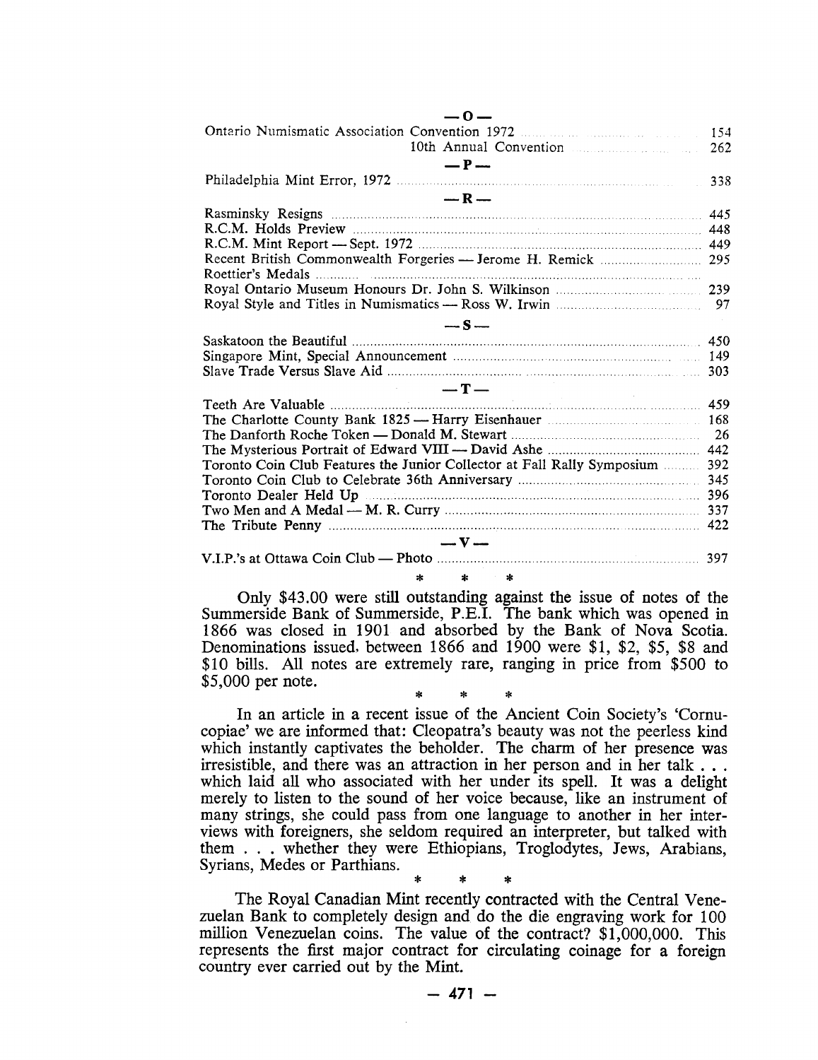— O —

| | |
|---|---|
| Ontario Numismatic Association Convention 1972 | 154 |
| 10th Annual Convention | 262 |

— P —

| | |
|---|---|
| Philadelphia Mint Error, 1972 | 338 |

— R —

| | |
|---|---|
| Rasminsky Resigns | 445 |
| R.C.M. Holds Preview | 448 |
| R.C.M. Mint Report — Sept. 1972 | 449 |
| Recent British Commonwealth Forgeries — Jerome H. Remick | 295 |
| Roettier's Medals | |
| Royal Ontario Museum Honours Dr. John S. Wilkinson | 239 |
| Royal Style and Titles in Numismatics — Ross W. Irwin | 97 |

— S —

| | |
|---|---|
| Saskatoon the Beautiful | 450 |
| Singapore Mint, Special Announcement | 149 |
| Slave Trade Versus Slave Aid | 303 |

— T —

| | |
|---|---|
| Teeth Are Valuable | 459 |
| The Charlotte County Bank 1825 — Harry Eisenhauer | 168 |
| The Danforth Roche Token — Donald M. Stewart | 26 |
| The Mysterious Portrait of Edward VIII — David Ashe | 442 |
| Toronto Coin Club Features the Junior Collector at Fall Rally Symposium | 392 |
| Toronto Coin Club to Celebrate 36th Anniversary | 345 |
| Toronto Dealer Held Up | 396 |
| Two Men and A Medal — M. R. Curry | 337 |
| The Tribute Penny | 422 |

— V —

| | |
|---|---|
| V.I.P.'s at Ottawa Coin Club — Photo | 397 |

\* \* \*

Only $43.00 were still outstanding against the issue of notes of the Summerside Bank of Summerside, P.E.I. The bank which was opened in 1866 was closed in 1901 and absorbed by the Bank of Nova Scotia. Denominations issued, between 1866 and 1900 were $1, $2, $5, $8 and $10 bills. All notes are extremely rare, ranging in price from $500 to $5,000 per note.

\* \* \*

In an article in a recent issue of the Ancient Coin Society's 'Cornucopiae' we are informed that: Cleopatra's beauty was not the peerless kind which instantly captivates the beholder. The charm of her presence was irresistible, and there was an attraction in her person and in her talk . . . which laid all who associated with her under its spell. It was a delight merely to listen to the sound of her voice because, like an instrument of many strings, she could pass from one language to another in her interviews with foreigners, she seldom required an interpreter, but talked with them . . . whether they were Ethiopians, Troglodytes, Jews, Arabians, Syrians, Medes or Parthians.

\* \* \*

The Royal Canadian Mint recently contracted with the Central Venezuelan Bank to completely design and do the die engraving work for 100 million Venezuelan coins. The value of the contract? $1,000,000. This represents the first major contract for circulating coinage for a foreign country ever carried out by the Mint.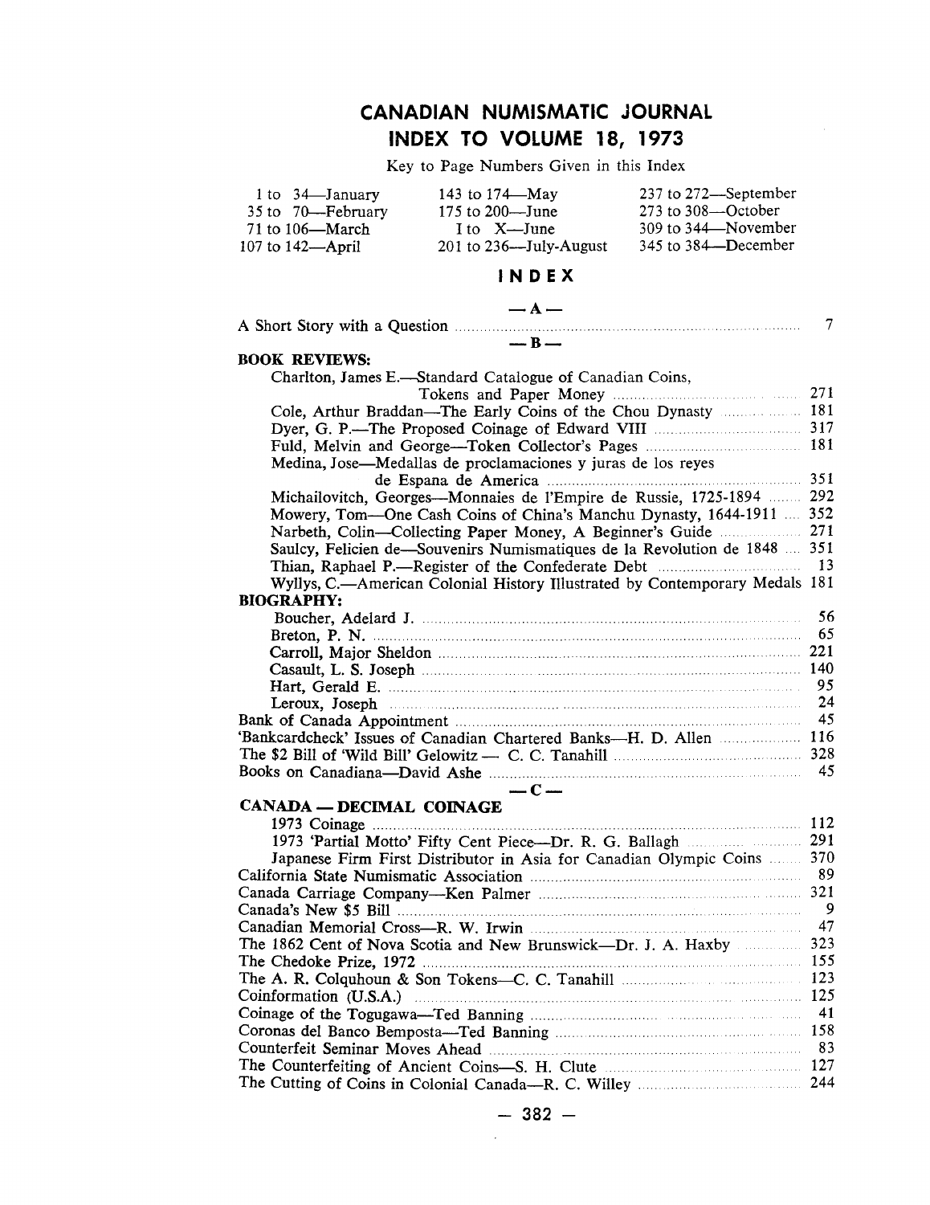# CANADIAN NUMISMATIC JOURNAL
## INDEX TO VOLUME 18, 1973

Key to Page Numbers Given in this Index

| | | |
|---|---|---|
| 1 to 34—January | 143 to 174—May | 237 to 272—September |
| 35 to 70—February | 175 to 200—June | 273 to 308—October |
| 71 to 106—March | I to X—June | 309 to 344—November |
| 107 to 142—April | 201 to 236—July-August | 345 to 384—December |

## INDEX

### — A —

A Short Story with a Question ..... 7

### — B —

**BOOK REVIEWS:**

- Charlton, James E.—Standard Catalogue of Canadian Coins, Tokens and Paper Money ..... 271
- Cole, Arthur Braddan—The Early Coins of the Chou Dynasty ..... 181
- Dyer, G. P.—The Proposed Coinage of Edward VIII ..... 317
- Fuld, Melvin and George—Token Collector's Pages ..... 181
- Medina, Jose—Medallas de proclamaciones y juras de los reyes de Espana de America ..... 351
- Michailovitch, Georges—Monnaies de l'Empire de Russie, 1725-1894 ..... 292
- Mowery, Tom—One Cash Coins of China's Manchu Dynasty, 1644-1911 ..... 352
- Narbeth, Colin—Collecting Paper Money, A Beginner's Guide ..... 271
- Saulcy, Felicien de—Souvenirs Numismatiques de la Revolution de 1848 ..... 351
- Thian, Raphael P.—Register of the Confederate Debt ..... 13
- Wyllys, C.—American Colonial History Illustrated by Contemporary Medals 181

**BIOGRAPHY:**

- Boucher, Adelard J. ..... 56
- Breton, P. N. ..... 65
- Carroll, Major Sheldon ..... 221
- Casault, L. S. Joseph ..... 140
- Hart, Gerald E. ..... 95
- Leroux, Joseph ..... 24

Bank of Canada Appointment ..... 45

'Bankcardcheck' Issues of Canadian Chartered Banks—H. D. Allen ..... 116

The $2 Bill of 'Wild Bill' Gelowitz — C. C. Tanahill ..... 328

Books on Canadiana—David Ashe ..... 45

### — C —

**CANADA — DECIMAL COINAGE**

- 1973 Coinage ..... 112
- 1973 'Partial Motto' Fifty Cent Piece—Dr. R. G. Ballagh ..... 291
- Japanese Firm First Distributor in Asia for Canadian Olympic Coins ..... 370

California State Numismatic Association ..... 89

Canada Carriage Company—Ken Palmer ..... 321

Canada's New $5 Bill ..... 9

Canadian Memorial Cross—R. W. Irwin ..... 47

The 1862 Cent of Nova Scotia and New Brunswick—Dr. J. A. Haxby ..... 323

The Chedoke Prize, 1972 ..... 155

The A. R. Colquhoun & Son Tokens—C. C. Tanahill ..... 123

Coinformation (U.S.A.) ..... 125

Coinage of the Togugawa—Ted Banning ..... 41

Coronas del Banco Bemposta—Ted Banning ..... 158

Counterfeit Seminar Moves Ahead ..... 83

The Counterfeiting of Ancient Coins—S. H. Clute ..... 127

The Cutting of Coins in Colonial Canada—R. C. Willey ..... 244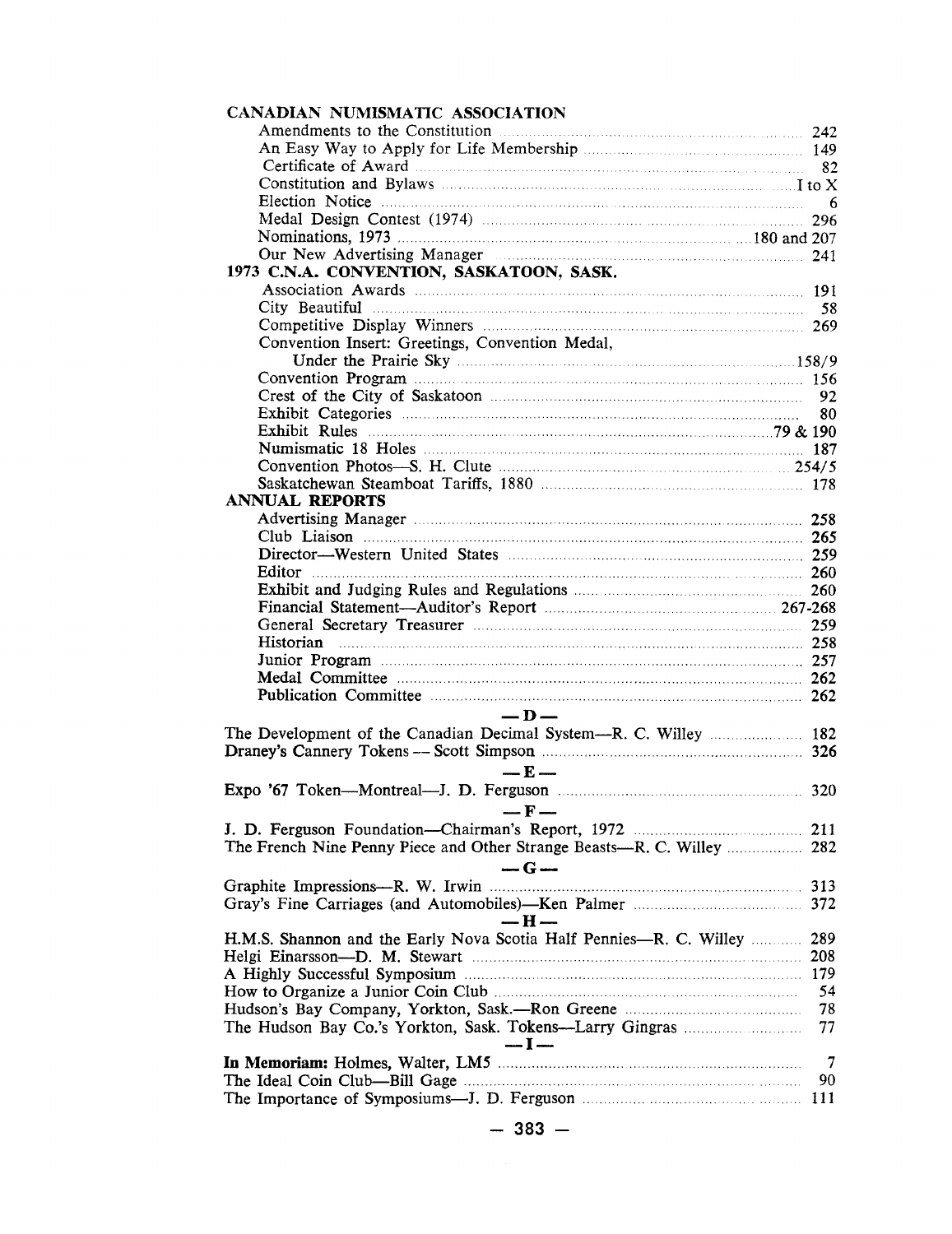**CANADIAN NUMISMATIC ASSOCIATION**

- Amendments to the Constitution ........ 242
- An Easy Way to Apply for Life Membership ........ 149
- Certificate of Award ........ 82
- Constitution and Bylaws ........ I to X
- Election Notice ........ 6
- Medal Design Contest (1974) ........ 296
- Nominations, 1973 ........ 180 and 207
- Our New Advertising Manager ........ 241

**1973 C.N.A. CONVENTION, SASKATOON, SASK.**

- Association Awards ........ 191
- City Beautiful ........ 58
- Competitive Display Winners ........ 269
- Convention Insert: Greetings, Convention Medal, Under the Prairie Sky ........ 158/9
- Convention Program ........ 156
- Crest of the City of Saskatoon ........ 92
- Exhibit Categories ........ 80
- Exhibit Rules ........ 79 & 190
- Numismatic 18 Holes ........ 187
- Convention Photos—S. H. Clute ........ 254/5
- Saskatchewan Steamboat Tariffs, 1880 ........ 178

**ANNUAL REPORTS**

- Advertising Manager ........ 258
- Club Liaison ........ 265
- Director—Western United States ........ 259
- Editor ........ 260
- Exhibit and Judging Rules and Regulations ........ 260
- Financial Statement—Auditor's Report ........ 267-268
- General Secretary Treasurer ........ 259
- Historian ........ 258
- Junior Program ........ 257
- Medal Committee ........ 262
- Publication Committee ........ 262

**— D —**

The Development of the Canadian Decimal System—R. C. Willey ........ 182
Draney's Cannery Tokens — Scott Simpson ........ 326

**— E —**

Expo '67 Token—Montreal—J. D. Ferguson ........ 320

**— F —**

J. D. Ferguson Foundation—Chairman's Report, 1972 ........ 211
The French Nine Penny Piece and Other Strange Beasts—R. C. Willey ........ 282

**— G —**

Graphite Impressions—R. W. Irwin ........ 313
Gray's Fine Carriages (and Automobiles)—Ken Palmer ........ 372

**— H —**

H.M.S. Shannon and the Early Nova Scotia Half Pennies—R. C. Willey ........ 289
Helgi Einarsson—D. M. Stewart ........ 208
A Highly Successful Symposium ........ 179
How to Organize a Junior Coin Club ........ 54
Hudson's Bay Company, Yorkton, Sask.—Ron Greene ........ 78
The Hudson Bay Co.'s Yorkton, Sask. Tokens—Larry Gingras ........ 77

**— I —**

**In Memoriam:** Holmes, Walter, LM5 ........ 7
The Ideal Coin Club—Bill Gage ........ 90
The Importance of Symposiums—J. D. Ferguson ........ 111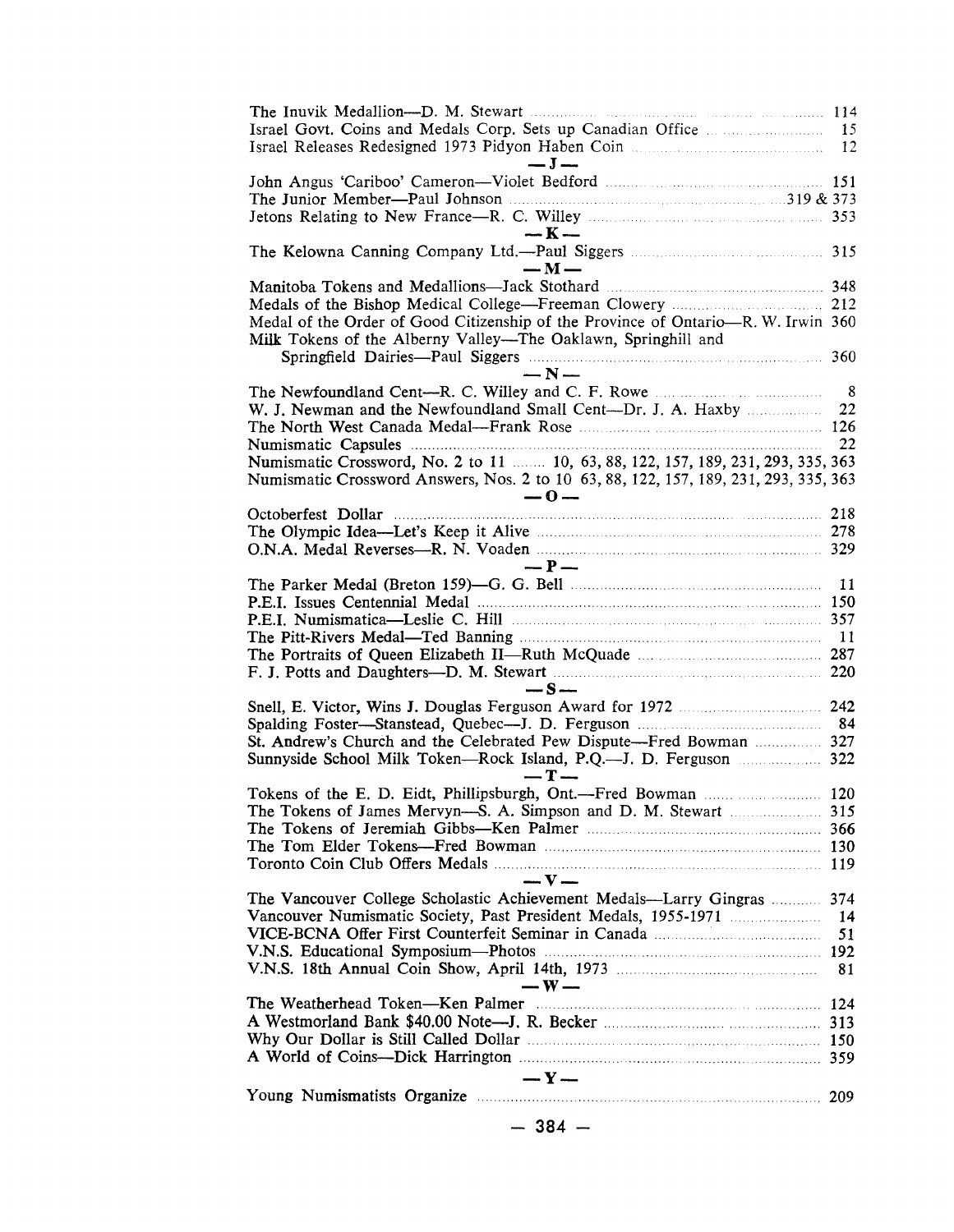The Inuvik Medallion—D. M. Stewart ..... 114
Israel Govt. Coins and Medals Corp. Sets up Canadian Office ..... 15
Israel Releases Redesigned 1973 Pidyon Haben Coin ..... 12

**— J —**

John Angus 'Cariboo' Cameron—Violet Bedford ..... 151
The Junior Member—Paul Johnson ..... 319 & 373
Jetons Relating to New France—R. C. Willey ..... 353

**— K —**

The Kelowna Canning Company Ltd.—Paul Siggers ..... 315

**— M —**

Manitoba Tokens and Medallions—Jack Stothard ..... 348
Medals of the Bishop Medical College—Freeman Clowery ..... 212
Medal of the Order of Good Citizenship of the Province of Ontario—R. W. Irwin 360
Milk Tokens of the Alberny Valley—The Oaklawn, Springhill and Springfield Dairies—Paul Siggers ..... 360

**— N —**

The Newfoundland Cent—R. C. Willey and C. F. Rowe ..... 8
W. J. Newman and the Newfoundland Small Cent—Dr. J. A. Haxby ..... 22
The North West Canada Medal—Frank Rose ..... 126
Numismatic Capsules ..... 22
Numismatic Crossword, No. 2 to 11 ..... 10, 63, 88, 122, 157, 189, 231, 293, 335, 363
Numismatic Crossword Answers, Nos. 2 to 10 63, 88, 122, 157, 189, 231, 293, 335, 363

**— O —**

Octoberfest Dollar ..... 218
The Olympic Idea—Let's Keep it Alive ..... 278
O.N.A. Medal Reverses—R. N. Voaden ..... 329

**— P —**

The Parker Medal (Breton 159)—G. G. Bell ..... 11
P.E.I. Issues Centennial Medal ..... 150
P.E.I. Numismatica—Leslie C. Hill ..... 357
The Pitt-Rivers Medal—Ted Banning ..... 11
The Portraits of Queen Elizabeth II—Ruth McQuade ..... 287
F. J. Potts and Daughters—D. M. Stewart ..... 220

**— S —**

Snell, E. Victor, Wins J. Douglas Ferguson Award for 1972 ..... 242
Spalding Foster—Stanstead, Quebec—J. D. Ferguson ..... 84
St. Andrew's Church and the Celebrated Pew Dispute—Fred Bowman ..... 327
Sunnyside School Milk Token—Rock Island, P.Q.—J. D. Ferguson ..... 322

**— T —**

Tokens of the E. D. Eidt, Phillipsburgh, Ont.—Fred Bowman ..... 120
The Tokens of James Mervyn—S. A. Simpson and D. M. Stewart ..... 315
The Tokens of Jeremiah Gibbs—Ken Palmer ..... 366
The Tom Elder Tokens—Fred Bowman ..... 130
Toronto Coin Club Offers Medals ..... 119

**— V —**

The Vancouver College Scholastic Achievement Medals—Larry Gingras ..... 374
Vancouver Numismatic Society, Past President Medals, 1955-1971 ..... 14
VICE-BCNA Offer First Counterfeit Seminar in Canada ..... 51
V.N.S. Educational Symposium—Photos ..... 192
V.N.S. 18th Annual Coin Show, April 14th, 1973 ..... 81

**— W —**

The Weatherhead Token—Ken Palmer ..... 124
A Westmorland Bank $40.00 Note—J. R. Becker ..... 313
Why Our Dollar is Still Called Dollar ..... 150
A World of Coins—Dick Harrington ..... 359

**— Y —**

Young Numismatists Organize ..... 209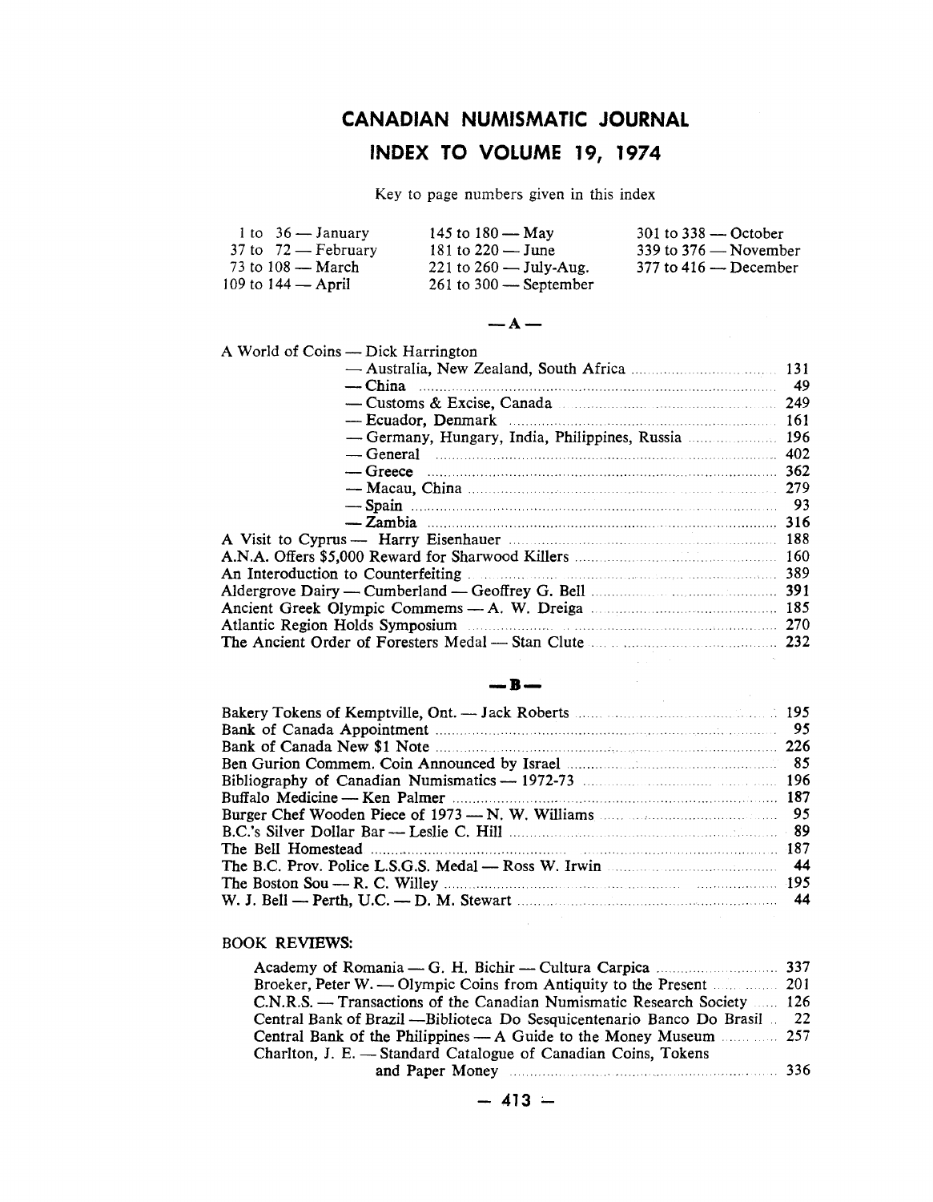# CANADIAN NUMISMATIC JOURNAL

## INDEX TO VOLUME 19, 1974

Key to page numbers given in this index

| | | |
|---|---|---|
| 1 to 36 — January | 145 to 180 — May | 301 to 338 — October |
| 37 to 72 — February | 181 to 220 — June | 339 to 376 — November |
| 73 to 108 — March | 221 to 260 — July-Aug. | 377 to 416 — December |
| 109 to 144 — April | 261 to 300 — September | |

### — A —

A World of Coins — Dick Harrington
- — Australia, New Zealand, South Africa ..... 131
- — China ..... 49
- — Customs & Excise, Canada ..... 249
- — Ecuador, Denmark ..... 161
- — Germany, Hungary, India, Philippines, Russia ..... 196
- — General ..... 402
- — Greece ..... 362
- — Macau, China ..... 279
- — Spain ..... 93
- — Zambia ..... 316

A Visit to Cyprus — Harry Eisenhauer ..... 188
A.N.A. Offers $5,000 Reward for Sharwood Killers ..... 160
An Interoduction to Counterfeiting ..... 389
Aldergrove Dairy — Cumberland — Geoffrey G. Bell ..... 391
Ancient Greek Olympic Commems — A. W. Dreiga ..... 185
Atlantic Region Holds Symposium ..... 270
The Ancient Order of Foresters Medal — Stan Clute ..... 232

### — B —

Bakery Tokens of Kemptville, Ont. — Jack Roberts ..... 195
Bank of Canada Appointment ..... 95
Bank of Canada New $1 Note ..... 226
Ben Gurion Commem. Coin Announced by Israel ..... 85
Bibliography of Canadian Numismatics — 1972-73 ..... 196
Buffalo Medicine — Ken Palmer ..... 187
Burger Chef Wooden Piece of 1973 — N. W. Williams ..... 95
B.C.'s Silver Dollar Bar — Leslie C. Hill ..... 89
The Bell Homestead ..... 187
The B.C. Prov. Police L.S.G.S. Medal — Ross W. Irwin ..... 44
The Boston Sou — R. C. Willey ..... 195
W. J. Bell — Perth, U.C. — D. M. Stewart ..... 44

BOOK REVIEWS:

- Academy of Romania — G. H. Bichir — Cultura Carpica ..... 337
- Broeker, Peter W. — Olympic Coins from Antiquity to the Present ..... 201
- C.N.R.S. — Transactions of the Canadian Numismatic Research Society ..... 126
- Central Bank of Brazil —Biblioteca Do Sesquicentenario Banco Do Brasil .. 22
- Central Bank of the Philippines — A Guide to the Money Museum ..... 257
- Charlton, J. E. — Standard Catalogue of Canadian Coins, Tokens and Paper Money ..... 336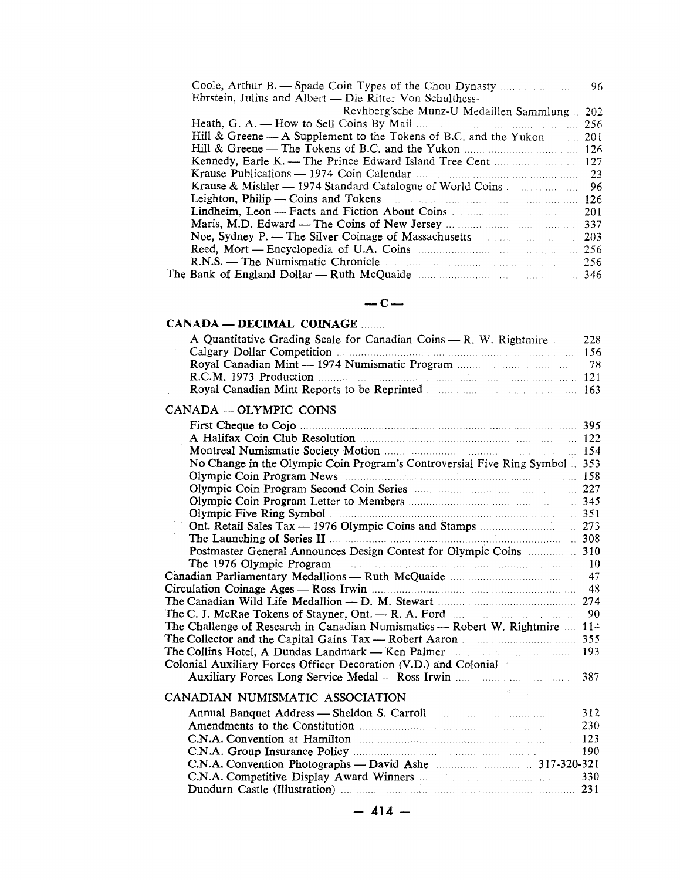Coole, Arthur B. — Spade Coin Types of the Chou Dynasty ... 96
Ebrstein, Julius and Albert — Die Ritter Von Schulthess-Revhberg'sche Munz-U Medaillen Sammlung ... 202
Heath, G. A. — How to Sell Coins By Mail ... 256
Hill & Greene — A Supplement to the Tokens of B.C. and the Yukon ... 201
Hill & Greene — The Tokens of B.C. and the Yukon ... 126
Kennedy, Earle K. — The Prince Edward Island Tree Cent ... 127
Krause Publications — 1974 Coin Calendar ... 23
Krause & Mishler — 1974 Standard Catalogue of World Coins ... 96
Leighton, Philip — Coins and Tokens ... 126
Lindheim, Leon — Facts and Fiction About Coins ... 201
Maris, M.D. Edward — The Coins of New Jersey ... 337
Noe, Sydney P. — The Silver Coinage of Massachusetts ... 203
Reed, Mort — Encyclopedia of U.A. Coins ... 256
R.N.S. — The Numismatic Chronicle ... 256

The Bank of England Dollar — Ruth McQuaide ... 346

## — C —

**CANADA — DECIMAL COINAGE** ...

A Quantitative Grading Scale for Canadian Coins — R. W. Rightmire ... 228
Calgary Dollar Competition ... 156
Royal Canadian Mint — 1974 Numismatic Program ... 78
R.C.M. 1973 Production ... 121
Royal Canadian Mint Reports to be Reprinted ... 163

CANADA — OLYMPIC COINS

First Cheque to Cojo ... 395
A Halifax Coin Club Resolution ... 122
Montreal Numismatic Society Motion ... 154
No Change in the Olympic Coin Program's Controversial Five Ring Symbol ... 353
Olympic Coin Program News ... 158
Olympic Coin Program Second Coin Series ... 227
Olympic Coin Program Letter to Members ... 345
Olympic Five Ring Symbol ... 351
Ont. Retail Sales Tax — 1976 Olympic Coins and Stamps ... 273
The Launching of Series II ... 308
Postmaster General Announces Design Contest for Olympic Coins ... 310
The 1976 Olympic Program ... 10

Canadian Parliamentary Medallions — Ruth McQuaide ... 47
Circulation Coinage Ages — Ross Irwin ... 48
The Canadian Wild Life Medallion — D. M. Stewart ... 274
The C. J. McRae Tokens of Stayner, Ont. — R. A. Ford ... 90
The Challenge of Research in Canadian Numismatics — Robert W. Rightmire ... 114
The Collector and the Capital Gains Tax — Robert Aaron ... 355
The Collins Hotel, A Dundas Landmark — Ken Palmer ... 193
Colonial Auxiliary Forces Officer Decoration (V.D.) and Colonial Auxiliary Forces Long Service Medal — Ross Irwin ... 387

CANADIAN NUMISMATIC ASSOCIATION

Annual Banquet Address — Sheldon S. Carroll ... 312
Amendments to the Constitution ... 230
C.N.A. Convention at Hamilton ... 123
C.N.A. Group Insurance Policy ... 190
C.N.A. Convention Photographs — David Ashe ... 317-320-321
C.N.A. Competitive Display Award Winners ... 330
Dundurn Castle (Illustration) ... 231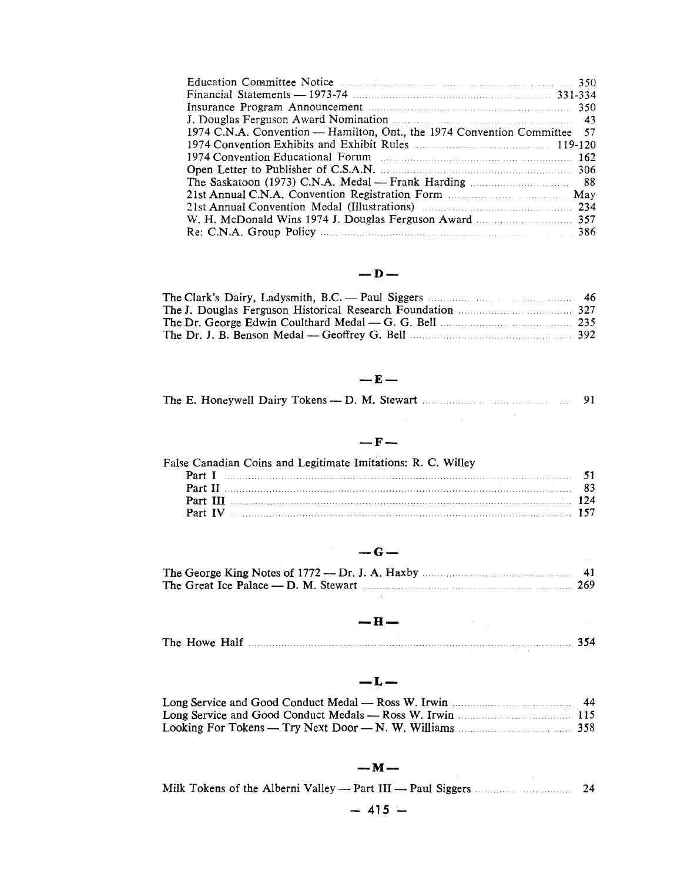Education Committee Notice ..... 350
Financial Statements — 1973-74 ..... 331-334
Insurance Program Announcement ..... 350
J. Douglas Ferguson Award Nomination ..... 43
1974 C.N.A. Convention — Hamilton, Ont., the 1974 Convention Committee 57
1974 Convention Exhibits and Exhibit Rules ..... 119-120
1974 Convention Educational Forum ..... 162
Open Letter to Publisher of C.S.A.N. ..... 306
The Saskatoon (1973) C.N.A. Medal — Frank Harding ..... 88
21st Annual C.N.A. Convention Registration Form ..... May
21st Annual Convention Medal (Illustrations) ..... 234
W. H. McDonald Wins 1974 J. Douglas Ferguson Award ..... 357
Re: C.N.A. Group Policy ..... 386

## — D —

The Clark's Dairy, Ladysmith, B.C. — Paul Siggers ..... 46
The J. Douglas Ferguson Historical Research Foundation ..... 327
The Dr. George Edwin Coulthard Medal — G. G. Bell ..... 235
The Dr. J. B. Benson Medal — Geoffrey G. Bell ..... 392

## — E —

The E. Honeywell Dairy Tokens — D. M. Stewart ..... 91

## — F —

False Canadian Coins and Legitimate Imitations: R. C. Willey
- Part I ..... 51
- Part II ..... 83
- Part III ..... 124
- Part IV ..... 157

## — G —

The George King Notes of 1772 — Dr. J. A. Haxby ..... 41
The Great Ice Palace — D. M. Stewart ..... 269

## — H —

The Howe Half ..... 354

## — L —

Long Service and Good Conduct Medal — Ross W. Irwin ..... 44
Long Service and Good Conduct Medals — Ross W. Irwin ..... 115
Looking For Tokens — Try Next Door — N. W. Williams ..... 358

## — M —

Milk Tokens of the Alberni Valley — Part III — Paul Siggers ..... 24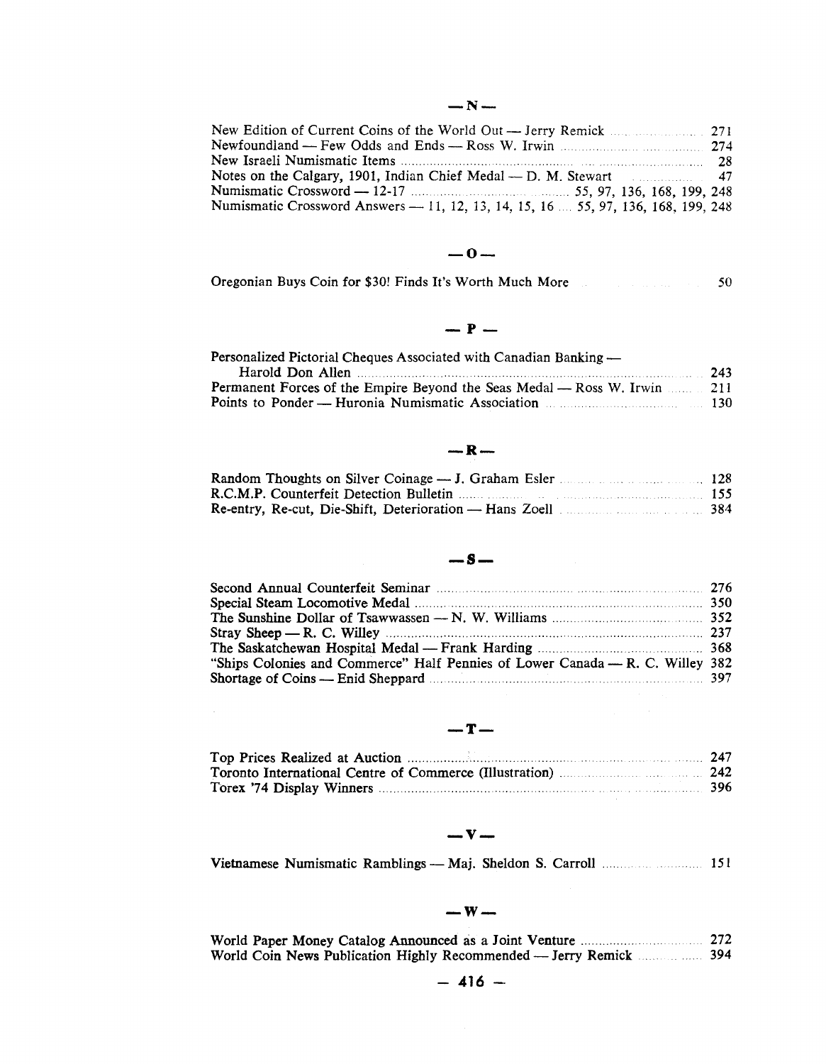## — N —

New Edition of Current Coins of the World Out — Jerry Remick ..... 271
Newfoundland — Few Odds and Ends — Ross W. Irwin ..... 274
New Israeli Numismatic Items ..... 28
Notes on the Calgary, 1901, Indian Chief Medal — D. M. Stewart ..... 47
Numismatic Crossword — 12-17 ..... 55, 97, 136, 168, 199, 248
Numismatic Crossword Answers — 11, 12, 13, 14, 15, 16 ..... 55, 97, 136, 168, 199, 248

## — O —

Oregonian Buys Coin for $30! Finds It's Worth Much More ..... 50

## — P —

Personalized Pictorial Cheques Associated with Canadian Banking — Harold Don Allen ..... 243
Permanent Forces of the Empire Beyond the Seas Medal — Ross W. Irwin ..... 211
Points to Ponder — Huronia Numismatic Association ..... 130

## — R —

Random Thoughts on Silver Coinage — J. Graham Esler ..... 128
R.C.M.P. Counterfeit Detection Bulletin ..... 155
Re-entry, Re-cut, Die-Shift, Deterioration — Hans Zoell ..... 384

## — S —

Second Annual Counterfeit Seminar ..... 276
Special Steam Locomotive Medal ..... 350
The Sunshine Dollar of Tsawwassen — N. W. Williams ..... 352
Stray Sheep — R. C. Willey ..... 237
The Saskatchewan Hospital Medal — Frank Harding ..... 368
"Ships Colonies and Commerce" Half Pennies of Lower Canada — R. C. Willey 382
Shortage of Coins — Enid Sheppard ..... 397

## — T —

Top Prices Realized at Auction ..... 247
Toronto International Centre of Commerce (Illustration) ..... 242
Torex '74 Display Winners ..... 396

## — V —

Vietnamese Numismatic Ramblings — Maj. Sheldon S. Carroll ..... 151

## — W —

World Paper Money Catalog Announced as a Joint Venture ..... 272
World Coin News Publication Highly Recommended — Jerry Remick ..... 394